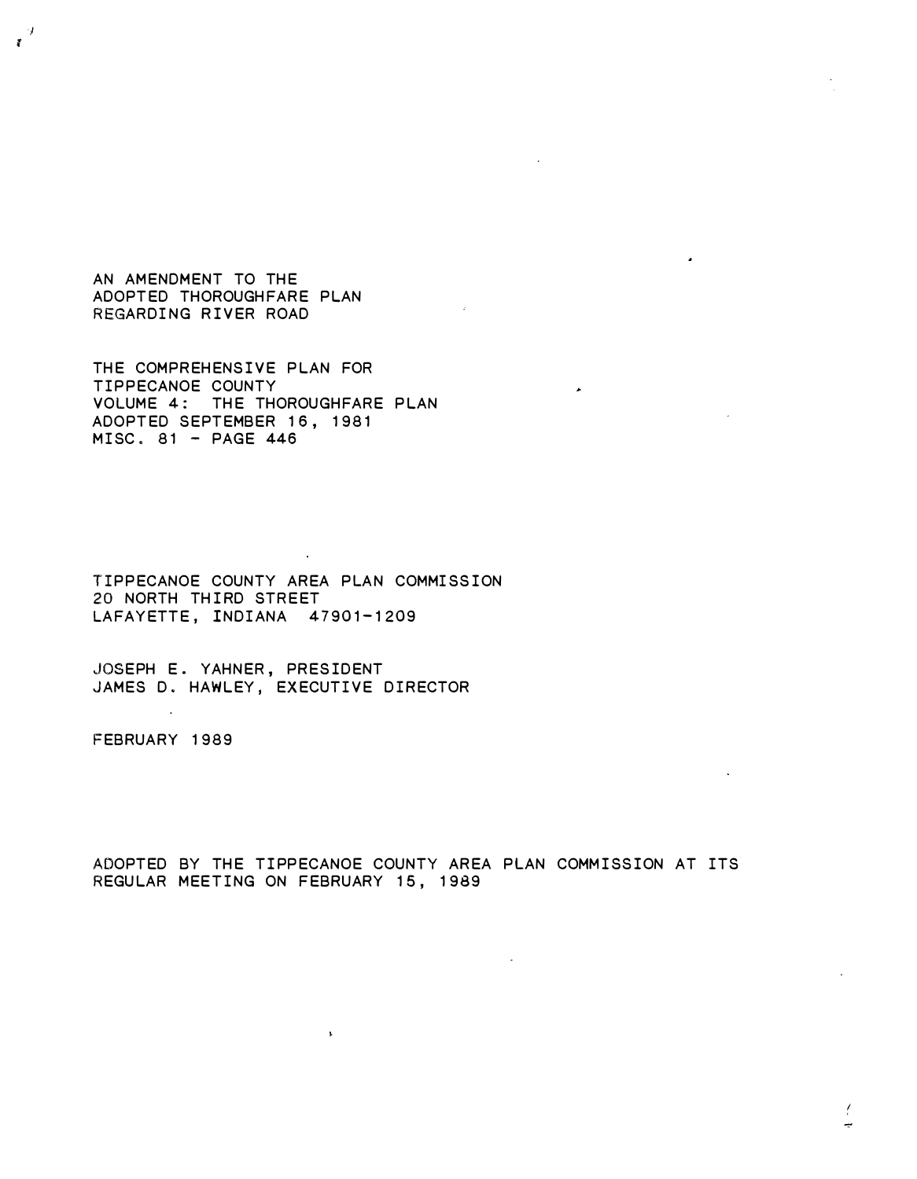# AN AMENDMENT TO THE ADOPTED THOROUGHFARE PLAN REGARDING RIVER ROAD

THE COMPREHENSIVE PLAN FOR
TIPPECANOE COUNTY
VOLUME 4: THE THOROUGHFARE PLAN
ADOPTED SEPTEMBER 16, 1981
MISC. 81 - PAGE 446

TIPPECANOE COUNTY AREA PLAN COMMISSION
20 NORTH THIRD STREET
LAFAYETTE, INDIANA 47901-1209

JOSEPH E. YAHNER, PRESIDENT
JAMES D. HAWLEY, EXECUTIVE DIRECTOR

FEBRUARY 1989

ADOPTED BY THE TIPPECANOE COUNTY AREA PLAN COMMISSION AT ITS REGULAR MEETING ON FEBRUARY 15, 1989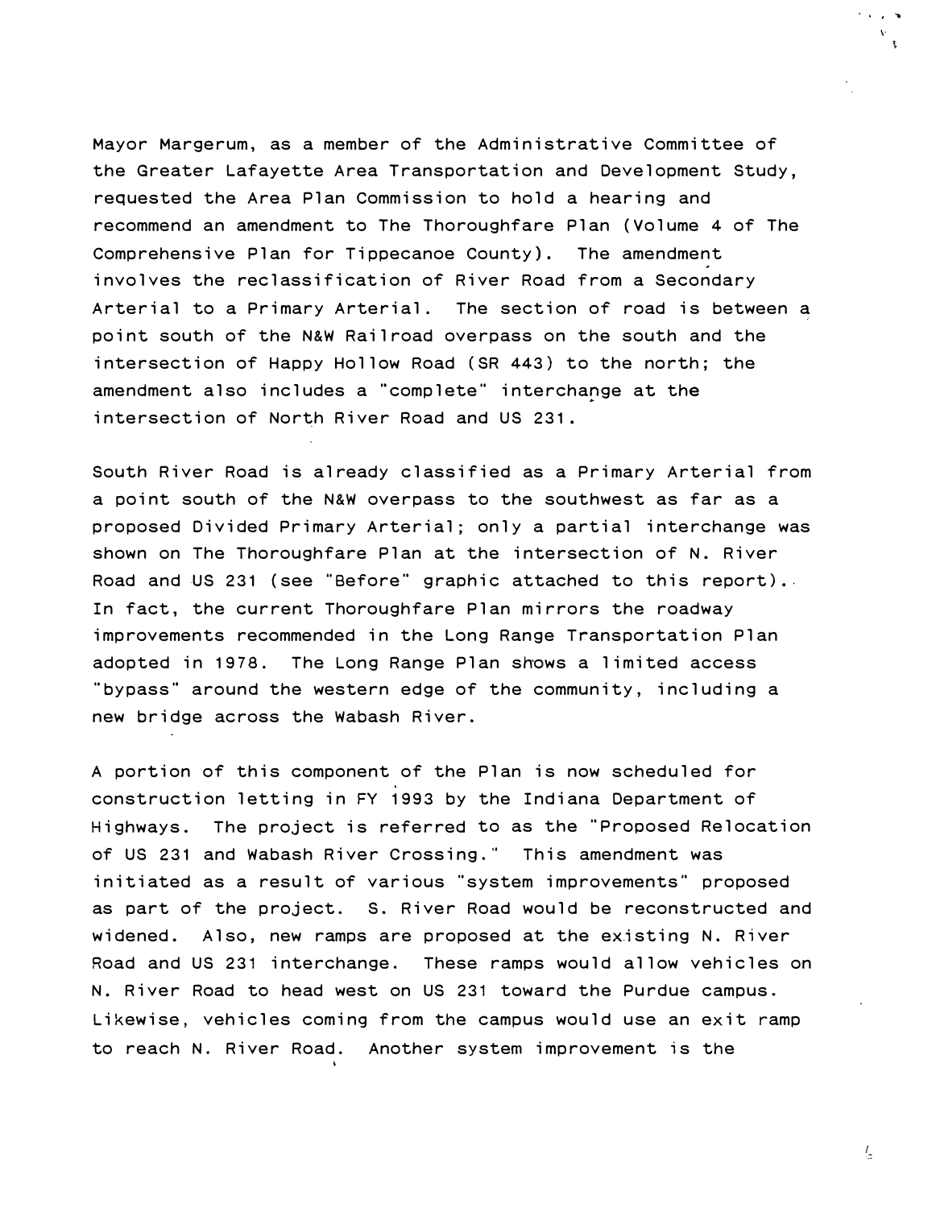Mayor Margerum, as a member of the Administrative Committee of the Greater Lafayette Area Transportation and Development Study, requested the Area Plan Commission to hold a hearing and recommend an amendment to The Thoroughfare Plan (Volume 4 of The Comprehensive Plan for Tippecanoe County). The amendment involves the reclassification of River Road from a Secondary Arterial to a Primary Arterial. The section of road is between a point south of the N&W Railroad overpass on the south and the intersection of Happy Hollow Road (SR 443) to the north; the amendment also includes a "complete" interchange at the intersection of North River Road and US 231.

South River Road is already classified as a Primary Arterial from a point south of the N&W overpass to the southwest as far as a proposed Divided Primary Arterial; only a partial interchange was shown on The Thoroughfare Plan at the intersection of N. River Road and US 231 (see "Before" graphic attached to this report). In fact, the current Thoroughfare Plan mirrors the roadway improvements recommended in the Long Range Transportation Plan adopted in 1978. The Long Range Plan shows a limited access "bypass" around the western edge of the community, including a new bridge across the Wabash River.

A portion of this component of the Plan is now scheduled for construction letting in FY 1993 by the Indiana Department of Highways. The project is referred to as the "Proposed Relocation of US 231 and Wabash River Crossing." This amendment was initiated as a result of various "system improvements" proposed as part of the project. S. River Road would be reconstructed and widened. Also, new ramps are proposed at the existing N. River Road and US 231 interchange. These ramps would allow vehicles on N. River Road to head west on US 231 toward the Purdue campus. Likewise, vehicles coming from the campus would use an exit ramp to reach N. River Road. Another system improvement is the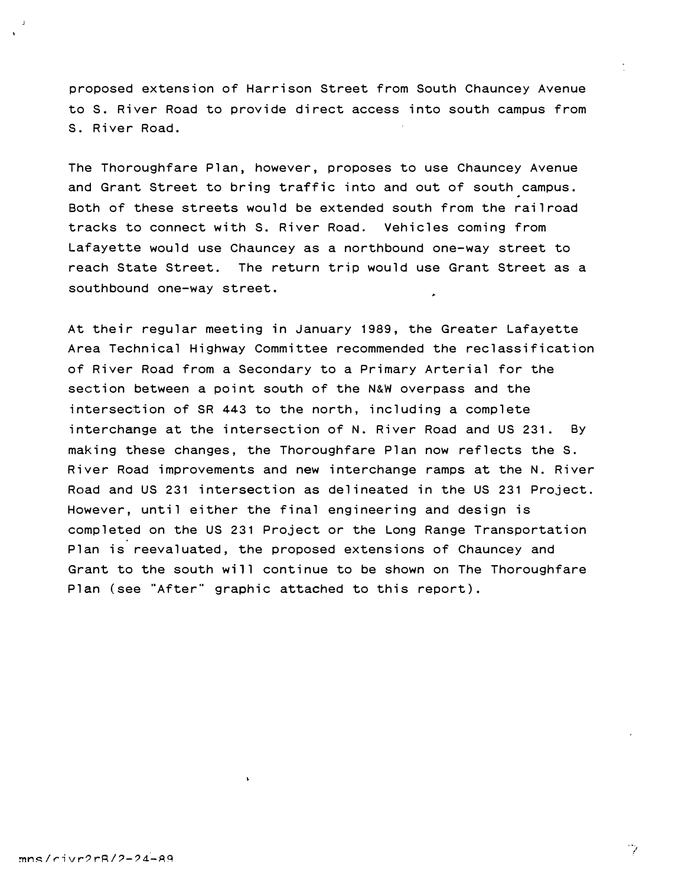proposed extension of Harrison Street from South Chauncey Avenue to S. River Road to provide direct access into south campus from S. River Road.

The Thoroughfare Plan, however, proposes to use Chauncey Avenue and Grant Street to bring traffic into and out of south campus. Both of these streets would be extended south from the railroad tracks to connect with S. River Road. Vehicles coming from Lafayette would use Chauncey as a northbound one-way street to reach State Street. The return trip would use Grant Street as a southbound one-way street.

At their regular meeting in January 1989, the Greater Lafayette Area Technical Highway Committee recommended the reclassification of River Road from a Secondary to a Primary Arterial for the section between a point south of the N&W overpass and the intersection of SR 443 to the north, including a complete interchange at the intersection of N. River Road and US 231. By making these changes, the Thoroughfare Plan now reflects the S. River Road improvements and new interchange ramps at the N. River Road and US 231 intersection as delineated in the US 231 Project. However, until either the final engineering and design is completed on the US 231 Project or the Long Range Transportation Plan is reevaluated, the proposed extensions of Chauncey and Grant to the south will continue to be shown on The Thoroughfare Plan (see "After" graphic attached to this report).

mns/rivr2rB/2-24-89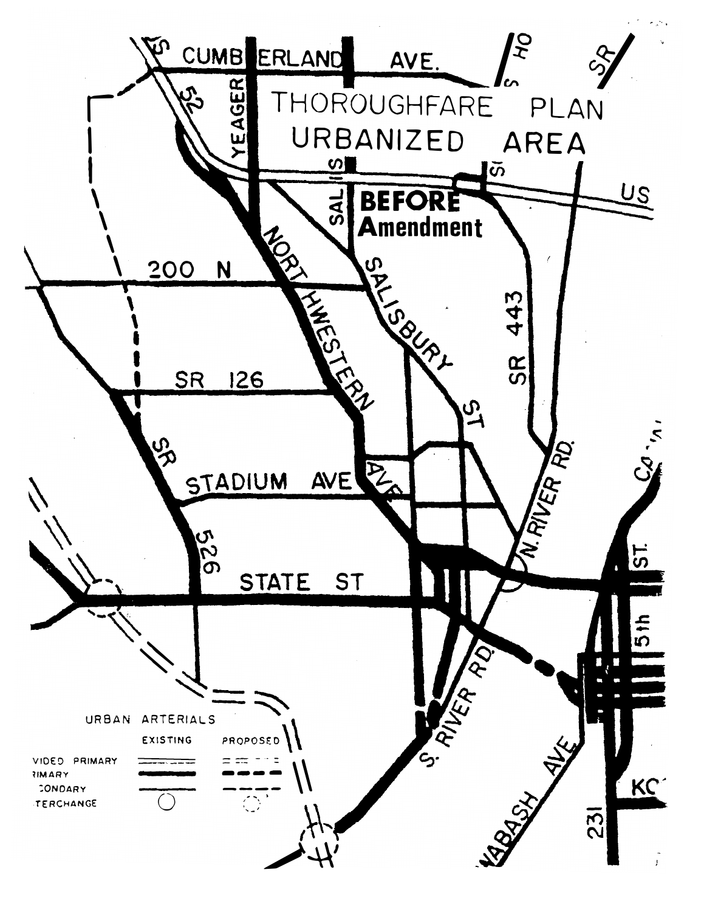# THOROUGHFARE PLAN URBANIZED AREA

**BEFORE Amendment**

CUMBERLAND AVE. · YEAGER · 52 · SALIS · US · 200 N · SR 126 · NORTHWESTERN AVE · SALISBURY ST · SR 443 · N. RIVER RD. · STADIUM AVE · SR 526 · STATE ST · S. RIVER RD. · WABASH AVE · 231 · 5th · ST.

URBAN ARTERIALS

| | EXISTING | PROPOSED |
|---|---|---|
| DIVIDED PRIMARY | | |
| PRIMARY | | |
| SECONDARY | | |
| INTERCHANGE | | |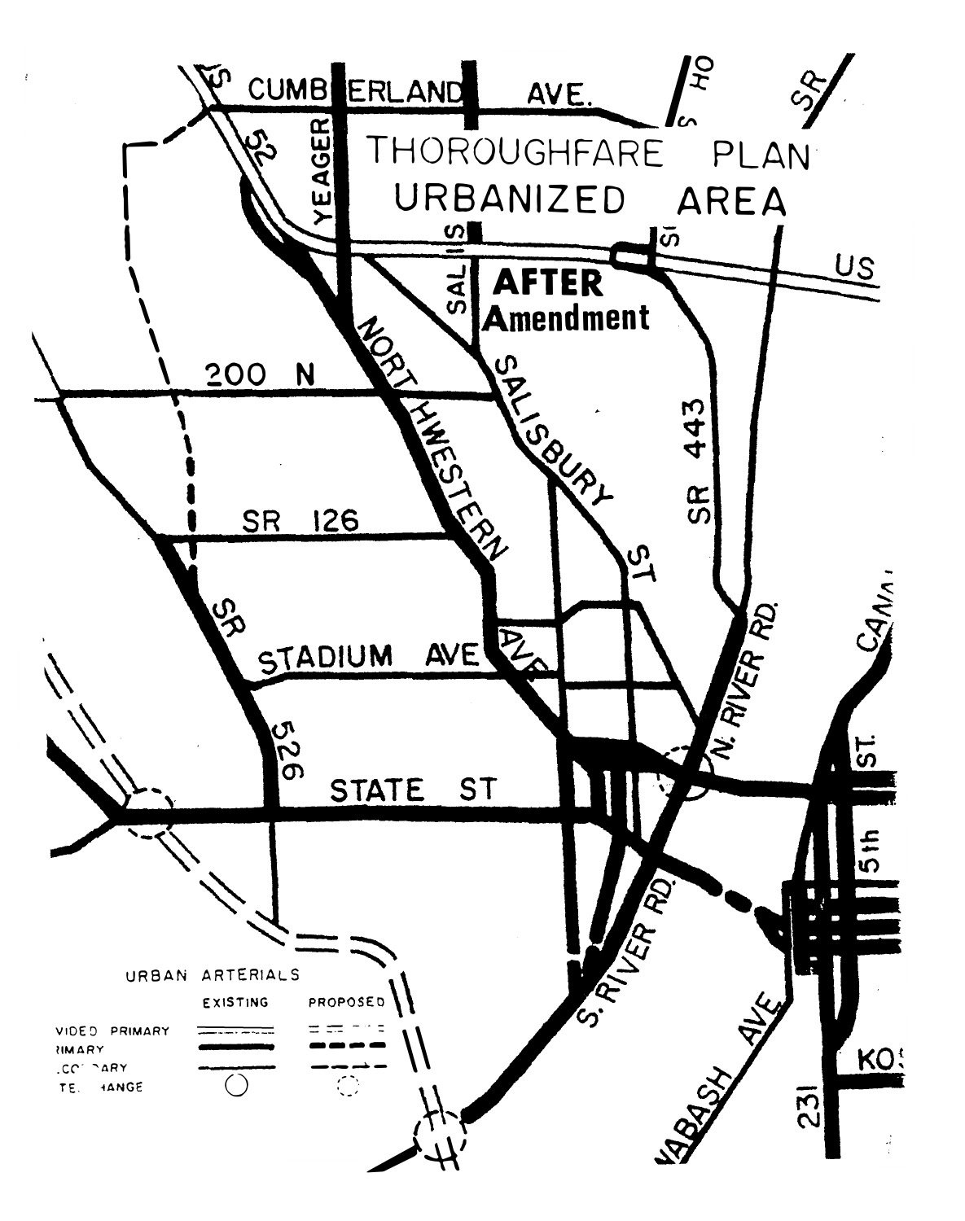# THOROUGHFARE PLAN URBANIZED AREA

**AFTER Amendment**

CUMBERLAND AVE.

YEAGER

52

SAL IS

US

200 N

NORTHWESTERN AVE

SALISBURY ST

SR 443

SR 126

SR 526

STADIUM AVE

N. RIVER RD.

STATE ST

S. RIVER RD.

WABASH AVE

231

5th

ST.

CANAL

KO

URBAN ARTERIALS

| | EXISTING | PROPOSED |
|---|---|---|
| DIVIDED PRIMARY | | |
| PRIMARY | | |
| SECONDARY | | |
| INTERCHANGE | | |